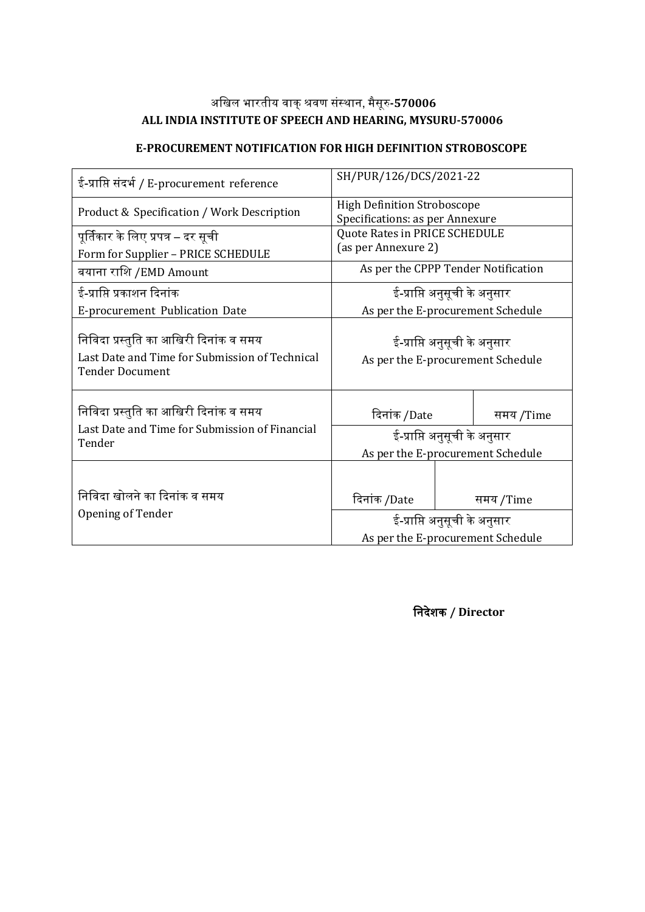अखिल भारतीय वाक् श्रवण संस्थान, मैसूरु-**570006**

**ALL INDIA INSTITUTE OF SPEECH AND HEARING, MYSURU-570006**

**E-PROCUREMENT NOTIFICATION FOR HIGH DEFINITION STROBOSCOPE**

| | | |
|---|---|---|
| ई-प्राप्ति संदर्भ / E-procurement reference | SH/PUR/126/DCS/2021-22 | |
| Product & Specification / Work Description | High Definition Stroboscope<br>Specifications: as per Annexure | |
| पूर्तिकार के लिए प्रपत्र – दर सूची<br>Form for Supplier – PRICE SCHEDULE | Quote Rates in PRICE SCHEDULE<br>(as per Annexure 2) | |
| बयाना राशि /EMD Amount | As per the CPPP Tender Notification | |
| ई-प्राप्ति प्रकाशन दिनांक<br>E-procurement Publication Date | ई-प्राप्ति अनुसूची के अनुसार<br>As per the E-procurement Schedule | |
| निविदा प्रस्तुति का आखिरी दिनांक व समय<br>Last Date and Time for Submission of Technical Tender Document | ई-प्राप्ति अनुसूची के अनुसार<br>As per the E-procurement Schedule | |
| निविदा प्रस्तुति का आखिरी दिनांक व समय<br>Last Date and Time for Submission of Financial Tender | दिनांक /Date | समय /Time |
| | ई-प्राप्ति अनुसूची के अनुसार<br>As per the E-procurement Schedule | |
| निविदा खोलने का दिनांक व समय<br>Opening of Tender | दिनांक /Date | समय /Time |
| | ई-प्राप्ति अनुसूची के अनुसार<br>As per the E-procurement Schedule | |

**निदेशक / Director**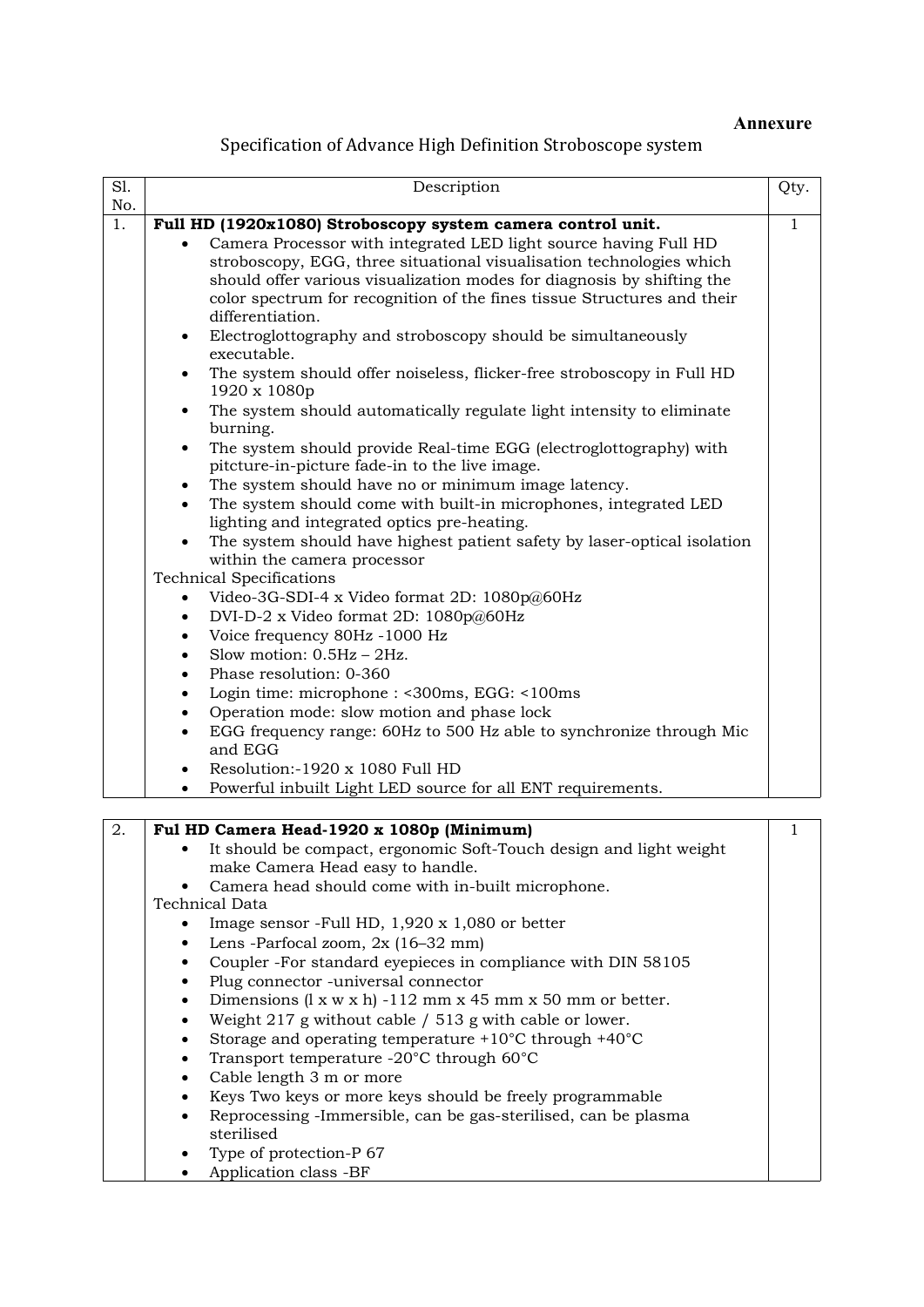**Annexure**

## Specification of Advance High Definition Stroboscope system

| Sl. No. | Description | Qty. |
|---|---|---|
| 1. | **Full HD (1920x1080) Stroboscopy system camera control unit.**<br>• Camera Processor with integrated LED light source having Full HD stroboscopy, EGG, three situational visualisation technologies which should offer various visualization modes for diagnosis by shifting the color spectrum for recognition of the fines tissue Structures and their differentiation.<br>• Electroglottography and stroboscopy should be simultaneously executable.<br>• The system should offer noiseless, flicker-free stroboscopy in Full HD 1920 x 1080p<br>• The system should automatically regulate light intensity to eliminate burning.<br>• The system should provide Real-time EGG (electroglottography) with pitcture-in-picture fade-in to the live image.<br>• The system should have no or minimum image latency.<br>• The system should come with built-in microphones, integrated LED lighting and integrated optics pre-heating.<br>• The system should have highest patient safety by laser-optical isolation within the camera processor<br>Technical Specifications<br>• Video-3G-SDI-4 x Video format 2D: 1080p@60Hz<br>• DVI-D-2 x Video format 2D: 1080p@60Hz<br>• Voice frequency 80Hz -1000 Hz<br>• Slow motion: 0.5Hz – 2Hz.<br>• Phase resolution: 0-360<br>• Login time: microphone : <300ms, EGG: <100ms<br>• Operation mode: slow motion and phase lock<br>• EGG frequency range: 60Hz to 500 Hz able to synchronize through Mic and EGG<br>• Resolution:-1920 x 1080 Full HD<br>• Powerful inbuilt Light LED source for all ENT requirements. | 1 |
| 2. | **Ful HD Camera Head-1920 x 1080p (Minimum)**<br>• It should be compact, ergonomic Soft-Touch design and light weight make Camera Head easy to handle.<br>• Camera head should come with in-built microphone.<br>Technical Data<br>• Image sensor -Full HD, 1,920 x 1,080 or better<br>• Lens -Parfocal zoom, 2x (16–32 mm)<br>• Coupler -For standard eyepieces in compliance with DIN 58105<br>• Plug connector -universal connector<br>• Dimensions (l x w x h) -112 mm x 45 mm x 50 mm or better.<br>• Weight 217 g without cable / 513 g with cable or lower.<br>• Storage and operating temperature +10°C through +40°C<br>• Transport temperature -20°C through 60°C<br>• Cable length 3 m or more<br>• Keys Two keys or more keys should be freely programmable<br>• Reprocessing -Immersible, can be gas-sterilised, can be plasma sterilised<br>• Type of protection-P 67<br>• Application class -BF | 1 |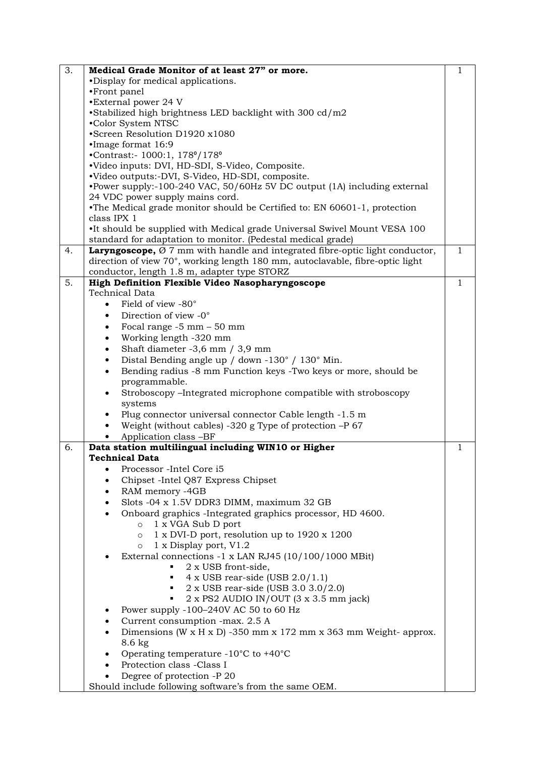| | | |
|---|---|---|
| 3. | **Medical Grade Monitor of at least 27" or more.**<br>•Display for medical applications.<br>•Front panel<br>•External power 24 V<br>•Stabilized high brightness LED backlight with 300 cd/m2<br>•Color System NTSC<br>•Screen Resolution D1920 x1080<br>•Image format 16:9<br>•Contrast:- 1000:1, 178⁰/178⁰<br>•Video inputs: DVI, HD-SDI, S-Video, Composite.<br>•Video outputs:-DVI, S-Video, HD-SDI, composite.<br>•Power supply:-100-240 VAC, 50/60Hz 5V DC output (1A) including external 24 VDC power supply mains cord.<br>•The Medical grade monitor should be Certified to: EN 60601-1, protection class IPX 1<br>•It should be supplied with Medical grade Universal Swivel Mount VESA 100 standard for adaptation to monitor. (Pedestal medical grade) | 1 |
| 4. | **Laryngoscope,** Ø 7 mm with handle and integrated fibre-optic light conductor, direction of view 70°, working length 180 mm, autoclavable, fibre-optic light conductor, length 1.8 m, adapter type STORZ | 1 |
| 5. | **High Definition Flexible Video Nasopharyngoscope**<br>Technical Data<br>• Field of view -80°<br>• Direction of view -0°<br>• Focal range -5 mm – 50 mm<br>• Working length -320 mm<br>• Shaft diameter -3,6 mm / 3,9 mm<br>• Distal Bending angle up / down -130° / 130° Min.<br>• Bending radius -8 mm Function keys -Two keys or more, should be programmable.<br>• Stroboscopy –Integrated microphone compatible with stroboscopy systems<br>• Plug connector universal connector Cable length -1.5 m<br>• Weight (without cables) -320 g Type of protection –P 67<br>• Application class –BF | 1 |
| 6. | **Data station multilingual including WIN10 or Higher**<br>**Technical Data**<br>• Processor -Intel Core i5<br>• Chipset -Intel Q87 Express Chipset<br>• RAM memory -4GB<br>• Slots -04 x 1.5V DDR3 DIMM, maximum 32 GB<br>• Onboard graphics -Integrated graphics processor, HD 4600.<br>&nbsp;&nbsp;&nbsp;&nbsp;○ 1 x VGA Sub D port<br>&nbsp;&nbsp;&nbsp;&nbsp;○ 1 x DVI-D port, resolution up to 1920 x 1200<br>&nbsp;&nbsp;&nbsp;&nbsp;○ 1 x Display port, V1.2<br>• External connections -1 x LAN RJ45 (10/100/1000 MBit)<br>&nbsp;&nbsp;&nbsp;&nbsp;▪ 2 x USB front-side,<br>&nbsp;&nbsp;&nbsp;&nbsp;▪ 4 x USB rear-side (USB 2.0/1.1)<br>&nbsp;&nbsp;&nbsp;&nbsp;▪ 2 x USB rear-side (USB 3.0 3.0/2.0)<br>&nbsp;&nbsp;&nbsp;&nbsp;▪ 2 x PS2 AUDIO IN/OUT (3 x 3.5 mm jack)<br>• Power supply -100–240V AC 50 to 60 Hz<br>• Current consumption -max. 2.5 A<br>• Dimensions (W x H x D) -350 mm x 172 mm x 363 mm Weight- approx. 8.6 kg<br>• Operating temperature -10°C to +40°C<br>• Protection class -Class I<br>• Degree of protection -P 20<br>Should include following software's from the same OEM. | 1 |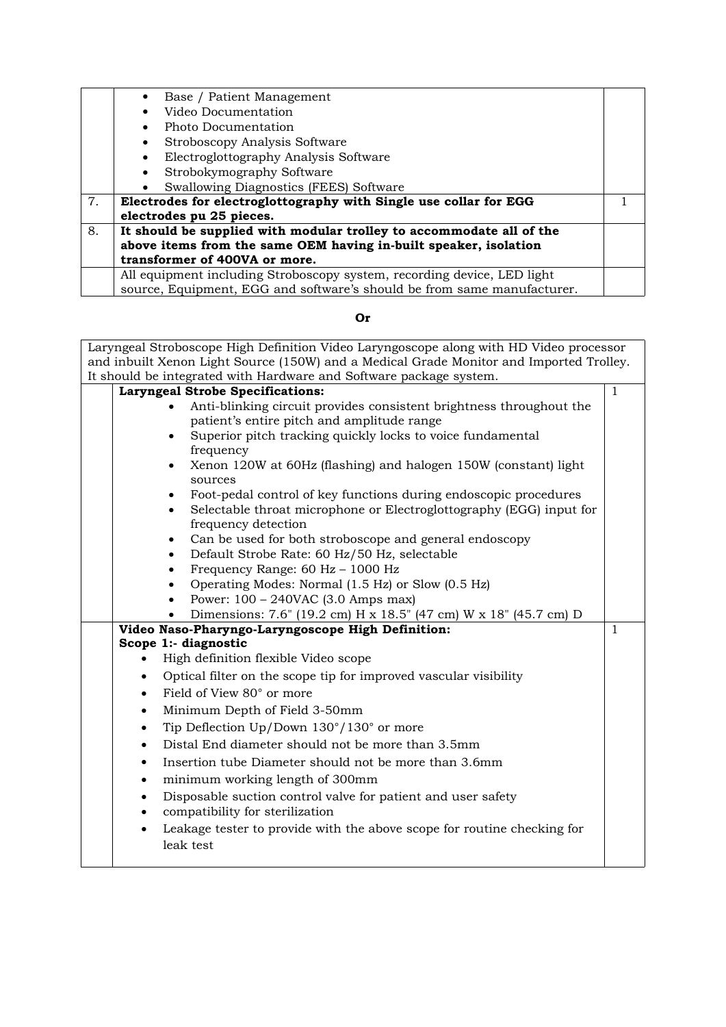| | | |
|---|---|---|
| | • Base / Patient Management<br>• Video Documentation<br>• Photo Documentation<br>• Stroboscopy Analysis Software<br>• Electroglottography Analysis Software<br>• Strobokymography Software<br>• Swallowing Diagnostics (FEES) Software | |
| 7. | **Electrodes for electroglottography with Single use collar for EGG electrodes pu 25 pieces.** | 1 |
| 8. | **It should be supplied with modular trolley to accommodate all of the above items from the same OEM having in-built speaker, isolation transformer of 400VA or more.** | |
| | All equipment including Stroboscopy system, recording device, LED light source, Equipment, EGG and software's should be from same manufacturer. | |

**Or**

| | | |
|---|---|---|
| Laryngeal Stroboscope High Definition Video Laryngoscope along with HD Video processor and inbuilt Xenon Light Source (150W) and a Medical Grade Monitor and Imported Trolley. It should be integrated with Hardware and Software package system. | | |
| | **Laryngeal Strobe Specifications:**<br>• Anti-blinking circuit provides consistent brightness throughout the patient's entire pitch and amplitude range<br>• Superior pitch tracking quickly locks to voice fundamental frequency<br>• Xenon 120W at 60Hz (flashing) and halogen 150W (constant) light sources<br>• Foot-pedal control of key functions during endoscopic procedures<br>• Selectable throat microphone or Electroglottography (EGG) input for frequency detection<br>• Can be used for both stroboscope and general endoscopy<br>• Default Strobe Rate: 60 Hz/50 Hz, selectable<br>• Frequency Range: 60 Hz – 1000 Hz<br>• Operating Modes: Normal (1.5 Hz) or Slow (0.5 Hz)<br>• Power: 100 – 240VAC (3.0 Amps max)<br>• Dimensions: 7.6" (19.2 cm) H x 18.5" (47 cm) W x 18" (45.7 cm) D | 1 |
| | **Video Naso-Pharyngo-Laryngoscope High Definition:**<br>**Scope 1:- diagnostic**<br>• High definition flexible Video scope<br>• Optical filter on the scope tip for improved vascular visibility<br>• Field of View 80° or more<br>• Minimum Depth of Field 3-50mm<br>• Tip Deflection Up/Down 130°/130° or more<br>• Distal End diameter should not be more than 3.5mm<br>• Insertion tube Diameter should not be more than 3.6mm<br>• minimum working length of 300mm<br>• Disposable suction control valve for patient and user safety<br>• compatibility for sterilization<br>• Leakage tester to provide with the above scope for routine checking for leak test | 1 |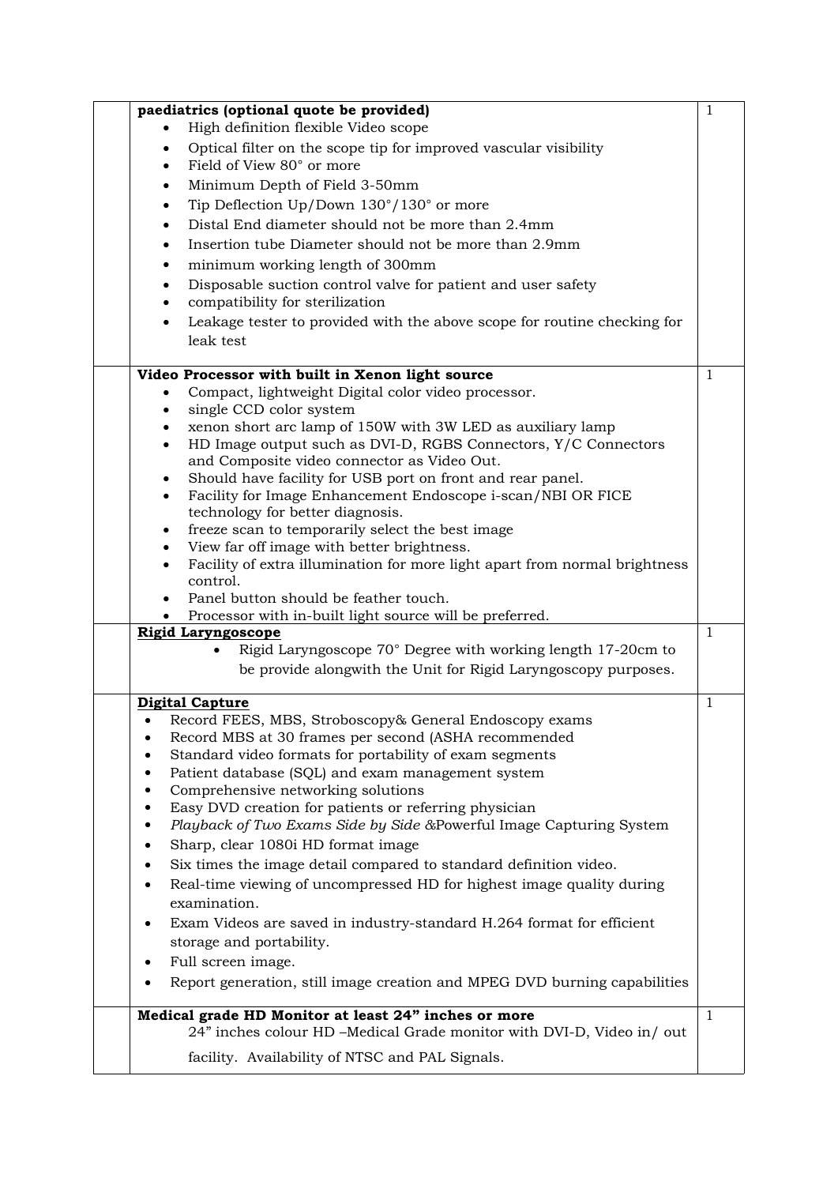|  | Specification | Qty |
|---|---|---|
|  | **paediatrics (optional quote be provided)**<br>• High definition flexible Video scope<br>• Optical filter on the scope tip for improved vascular visibility<br>• Field of View 80° or more<br>• Minimum Depth of Field 3-50mm<br>• Tip Deflection Up/Down 130°/130° or more<br>• Distal End diameter should not be more than 2.4mm<br>• Insertion tube Diameter should not be more than 2.9mm<br>• minimum working length of 300mm<br>• Disposable suction control valve for patient and user safety<br>• compatibility for sterilization<br>• Leakage tester to provided with the above scope for routine checking for leak test | 1 |
|  | **Video Processor with built in Xenon light source**<br>• Compact, lightweight Digital color video processor.<br>• single CCD color system<br>• xenon short arc lamp of 150W with 3W LED as auxiliary lamp<br>• HD Image output such as DVI-D, RGBS Connectors, Y/C Connectors and Composite video connector as Video Out.<br>• Should have facility for USB port on front and rear panel.<br>• Facility for Image Enhancement Endoscope i-scan/NBI OR FICE technology for better diagnosis.<br>• freeze scan to temporarily select the best image<br>• View far off image with better brightness.<br>• Facility of extra illumination for more light apart from normal brightness control.<br>• Panel button should be feather touch.<br>• Processor with in-built light source will be preferred. | 1 |
|  | **Rigid Laryngoscope**<br>• Rigid Laryngoscope 70° Degree with working length 17-20cm to be provide alongwith the Unit for Rigid Laryngoscopy purposes. | 1 |
|  | **Digital Capture**<br>• Record FEES, MBS, Stroboscopy& General Endoscopy exams<br>• Record MBS at 30 frames per second (ASHA recommended<br>• Standard video formats for portability of exam segments<br>• Patient database (SQL) and exam management system<br>• Comprehensive networking solutions<br>• Easy DVD creation for patients or referring physician<br>• *Playback of Two Exams Side by Side &*Powerful Image Capturing System<br>• Sharp, clear 1080i HD format image<br>• Six times the image detail compared to standard definition video.<br>• Real-time viewing of uncompressed HD for highest image quality during examination.<br>• Exam Videos are saved in industry-standard H.264 format for efficient storage and portability.<br>• Full screen image.<br>• Report generation, still image creation and MPEG DVD burning capabilities | 1 |
|  | **Medical grade HD Monitor at least 24" inches or more**<br>24" inches colour HD –Medical Grade monitor with DVI-D, Video in/ out facility. Availability of NTSC and PAL Signals. | 1 |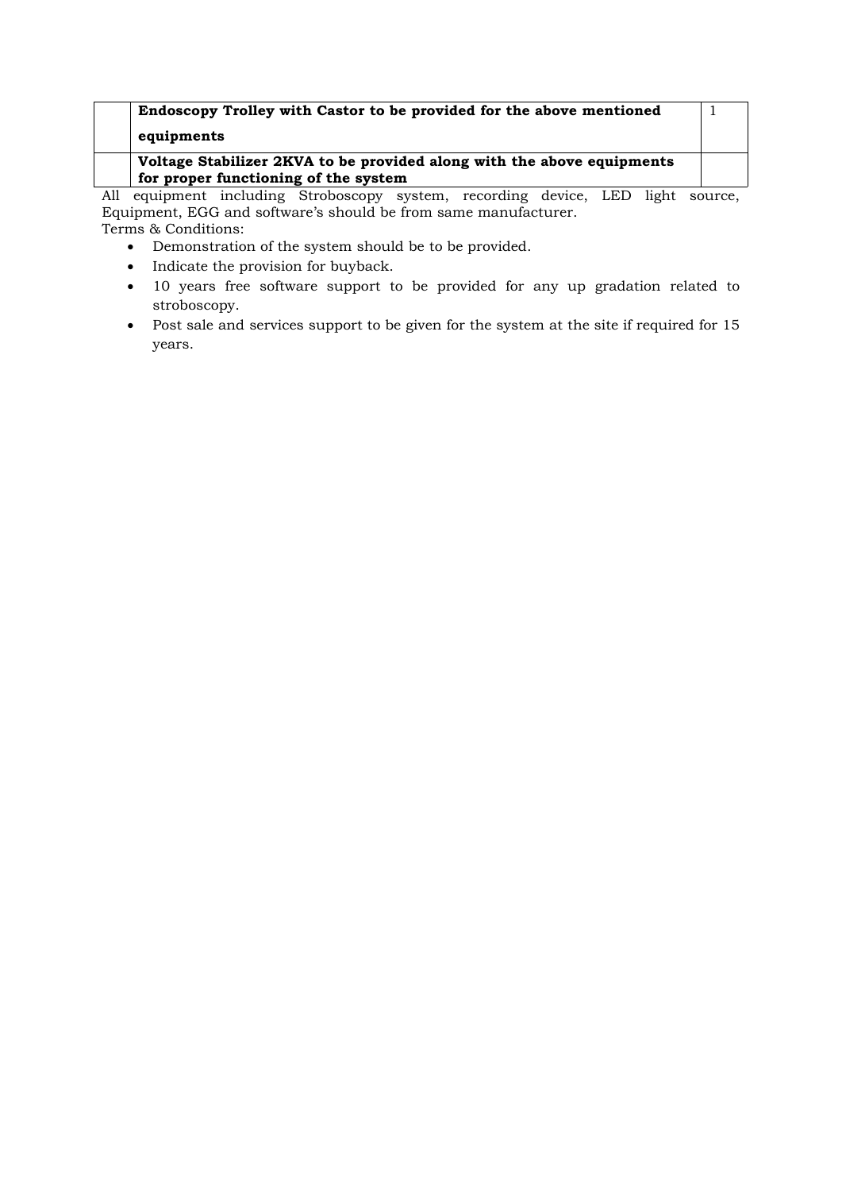|  |  |  |
|---|---|---|
|  | **Endoscopy Trolley with Castor to be provided for the above mentioned equipments** | 1 |
|  | **Voltage Stabilizer 2KVA to be provided along with the above equipments for proper functioning of the system** |  |

All equipment including Stroboscopy system, recording device, LED light source, Equipment, EGG and software's should be from same manufacturer.

Terms & Conditions:

- Demonstration of the system should be to be provided.
- Indicate the provision for buyback.
- 10 years free software support to be provided for any up gradation related to stroboscopy.
- Post sale and services support to be given for the system at the site if required for 15 years.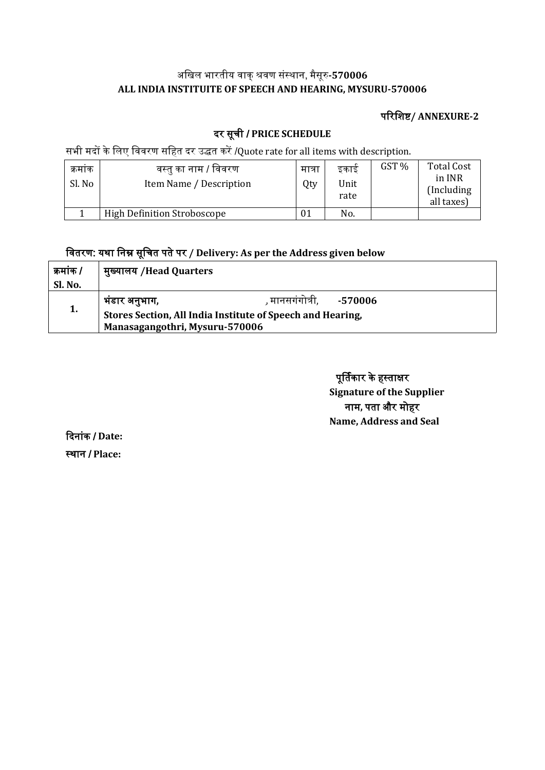अखिल भारतीय वाक् श्रवण संस्थान, मैसूरु-**570006**

**ALL INDIA INSTITUITE OF SPEECH AND HEARING, MYSURU-570006**

**परिशिष्ट/ ANNEXURE-2**

## दर सूची / PRICE SCHEDULE

सभी मदों के लिए विवरण सहित दर उद्धत करें /Quote rate for all items with description.

| क्रमांक Sl. No | वस्तु का नाम / विवरण Item Name / Description | मात्रा Qty | इकाई Unit rate | GST % | Total Cost in INR (Including all taxes) |
|---|---|---|---|---|---|
| 1 | High Definition Stroboscope | 01 | No. | | |

### वितरण: यथा निम्न सूचित पते पर / Delivery: As per the Address given below

| क्रमांक / Sl. No. | मुख्यालय /Head Quarters |
|---|---|
| 1. | **भंडार अनुभाग, , मानसगंगोत्री, -570006** **Stores Section, All India Institute of Speech and Hearing, Manasagangothri, Mysuru-570006** |

**पूर्तिकार के हस्ताक्षर**
**Signature of the Supplier**
**नाम, पता और मोहर**
**Name, Address and Seal**

**दिनांक / Date:**

**स्थान / Place:**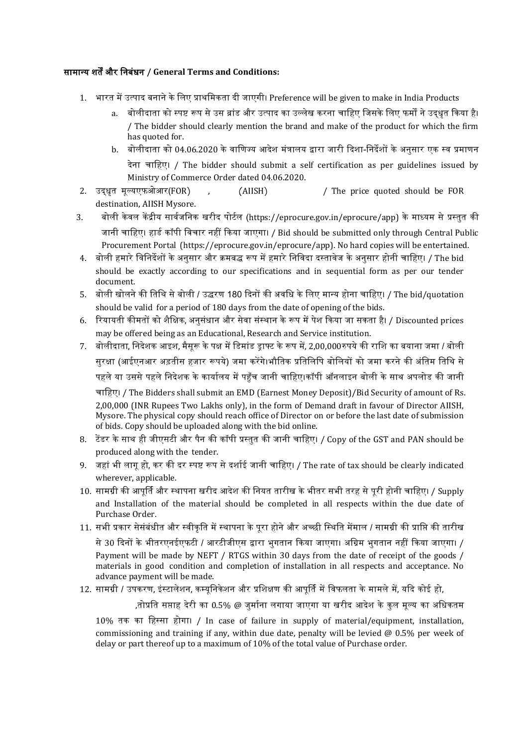**सामान्य शर्तें और निबंधन / General Terms and Conditions:**

1. भारत में उत्पाद बनाने के लिए प्राथमिकता दी जाएगी। Preference will be given to make in India Products
   a. बोलीदाता को स्पष्ट रूप से उस ब्रांड और उत्पाद का उल्लेख करना चाहिए जिसके लिए फर्मों ने उद्धृत किया है। / The bidder should clearly mention the brand and make of the product for which the firm has quoted for.
   b. बोलीदाता को 04.06.2020 के वाणिज्य आदेश मंत्रालय द्वारा जारी दिशा-निर्देशों के अनुसार एक स्व प्रमाणन देना चाहिए। / The bidder should submit a self certification as per guidelines issued by Ministry of Commerce Order dated 04.06.2020.
2. उद्धृत मूल्यएफओआर(FOR) , (AIISH) / The price quoted should be FOR destination, AIISH Mysore.
3. बोली केवल केंद्रीय सार्वजनिक खरीद पोर्टल (https://eprocure.gov.in/eprocure/app) के माध्यम से प्रस्तुत की जानी चाहिए। हार्ड कॉपी विचार नहीं किया जाएगा। / Bid should be submitted only through Central Public Procurement Portal (https://eprocure.gov.in/eprocure/app). No hard copies will be entertained.
4. बोली हमारे विनिर्देशों के अनुसार और क्रमबद्ध रूप में हमारे निविदा दस्तावेज के अनुसार होनी चाहिए। / The bid should be exactly according to our specifications and in sequential form as per our tender document.
5. बोली खोलने की तिथि से बोली / उद्धरण 180 दिनों की अवधि के लिए मान्य होना चाहिए। / The bid/quotation should be valid for a period of 180 days from the date of opening of the bids.
6. रियायती कीमतों को शैक्षिक, अनुसंधान और सेवा संस्थान के रूप में पेश किया जा सकता है। / Discounted prices may be offered being as an Educational, Research and Service institution.
7. बोलीदाता, निदेशक आइश, मैसूरू के पक्ष में डिमांड ड्राफ्ट के रूप में, 2,00,000रुपये की राशि का बयाना जमा / बोली सुरक्षा (आईएनआर अड़तीस हजार रूपये) जमा करेंगे।भौतिक प्रतिलिपि बोलियों को जमा करने की अंतिम तिथि से पहले या उससे पहले निदेशक के कार्यालय में पहुँच जानी चाहिए।कॉपी ऑनलाइन बोली के साथ अपलोड की जानी चाहिए। / The Bidders shall submit an EMD (Earnest Money Deposit)/Bid Security of amount of Rs. 2,00,000 (INR Rupees Two Lakhs only), in the form of Demand draft in favour of Director AIISH, Mysore. The physical copy should reach office of Director on or before the last date of submission of bids. Copy should be uploaded along with the bid online.
8. टेंडर के साथ ही जीएसटी और पैन की कॉपी प्रस्तुत की जानी चाहिए। / Copy of the GST and PAN should be produced along with the tender.
9. जहां भी लागू हो, कर की दर स्पष्ट रूप से दर्शाई जानी चाहिए। / The rate of tax should be clearly indicated wherever, applicable.
10. सामग्री की आपूर्ति और स्थापना खरीद आदेश की नियत तारीख के भीतर सभी तरह से पूरी होनी चाहिए। / Supply and Installation of the material should be completed in all respects within the due date of Purchase Order.
11. सभी प्रकार सेसंबंधीत और स्वीकृति में स्थापना के पूरा होने और अच्छी स्थिति मेंमाल / सामग्री की प्राप्ति की तारीख से 30 दिनों के भीतरएनईएफटी / आरटीजीएस द्वारा भुगतान किया जाएगा। अग्रिम भुगतान नहीं किया जाएगा। / Payment will be made by NEFT / RTGS within 30 days from the date of receipt of the goods / materials in good condition and completion of installation in all respects and acceptance. No advance payment will be made.
12. सामग्री / उपकरण, इंस्टालेशन, कम्यूनिकेशन और प्रशिक्षण की आपूर्ति में विफलता के मामले में, यदि कोई हो, ,तोप्रति सप्ताह देरी का 0.5% @ जुर्माना लगाया जाएगा या खरीद आदेश के कुल मूल्य का अधिकतम 10% तक का हिस्सा होगा। / In case of failure in supply of material/equipment, installation, commissioning and training if any, within due date, penalty will be levied @ 0.5% per week of delay or part thereof up to a maximum of 10% of the total value of Purchase order.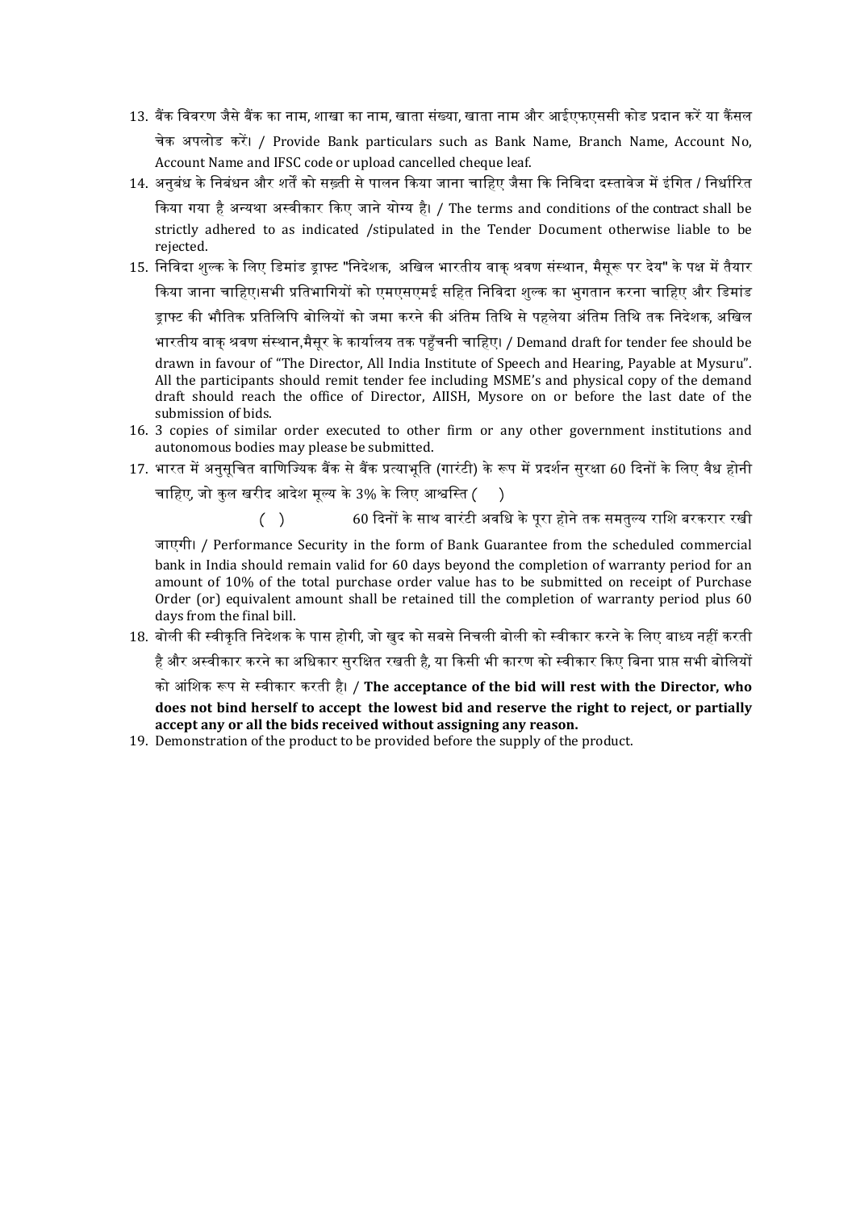13. बैंक विवरण जैसे बैंक का नाम, शाखा का नाम, खाता संख्या, खाता नाम और आईएफएससी कोड प्रदान करें या कैंसल चेक अपलोड करें। / Provide Bank particulars such as Bank Name, Branch Name, Account No, Account Name and IFSC code or upload cancelled cheque leaf.
14. अनुबंध के निबंधन और शर्तें को सख़्ती से पालन किया जाना चाहिए जैसा कि निविदा दस्तावेज में इंगित / निर्धारित किया गया है अन्यथा अस्वीकार किए जाने योग्य है। / The terms and conditions of the contract shall be strictly adhered to as indicated /stipulated in the Tender Document otherwise liable to be rejected.
15. निविदा शुल्क के लिए डिमांड ड्राफ्ट "निदेशक, अखिल भारतीय वाक् श्रवण संस्थान, मैसूरू पर देय" के पक्ष में तैयार किया जाना चाहिए।सभी प्रतिभागियों को एमएसएमई सहित निविदा शुल्क का भुगतान करना चाहिए और डिमांड ड्राफ्ट की भौतिक प्रतिलिपि बोलियों को जमा करने की अंतिम तिथि से पहलेया अंतिम तिथि तक निदेशक, अखिल भारतीय वाक् श्रवण संस्थान,मैसूर के कार्यालय तक पहुँचनी चाहिए। / Demand draft for tender fee should be drawn in favour of "The Director, All India Institute of Speech and Hearing, Payable at Mysuru". All the participants should remit tender fee including MSME's and physical copy of the demand draft should reach the office of Director, AIISH, Mysore on or before the last date of the submission of bids.
16. 3 copies of similar order executed to other firm or any other government institutions and autonomous bodies may please be submitted.
17. भारत में अनुसूचित वाणिज्यिक बैंक से बैंक प्रत्याभूति (गारंटी) के रूप में प्रदर्शन सुरक्षा 60 दिनों के लिए वैध होनी चाहिए, जो कुल खरीद आदेश मूल्य के 3% के लिए आश्वस्ति ( ) ( ) 60 दिनों के साथ वारंटी अवधि के पूरा होने तक समतुल्य राशि बरकरार रखी जाएगी। / Performance Security in the form of Bank Guarantee from the scheduled commercial bank in India should remain valid for 60 days beyond the completion of warranty period for an amount of 10% of the total purchase order value has to be submitted on receipt of Purchase Order (or) equivalent amount shall be retained till the completion of warranty period plus 60 days from the final bill.
18. बोली की स्वीकृति निदेशक के पास होगी, जो खुद को सबसे निचली बोली को स्वीकार करने के लिए बाध्य नहीं करती है और अस्वीकार करने का अधिकार सुरक्षित रखती है, या किसी भी कारण को स्वीकार किए बिना प्राप्त सभी बोलियों को आंशिक रूप से स्वीकार करती है। / **The acceptance of the bid will rest with the Director, who does not bind herself to accept the lowest bid and reserve the right to reject, or partially accept any or all the bids received without assigning any reason.**
19. Demonstration of the product to be provided before the supply of the product.